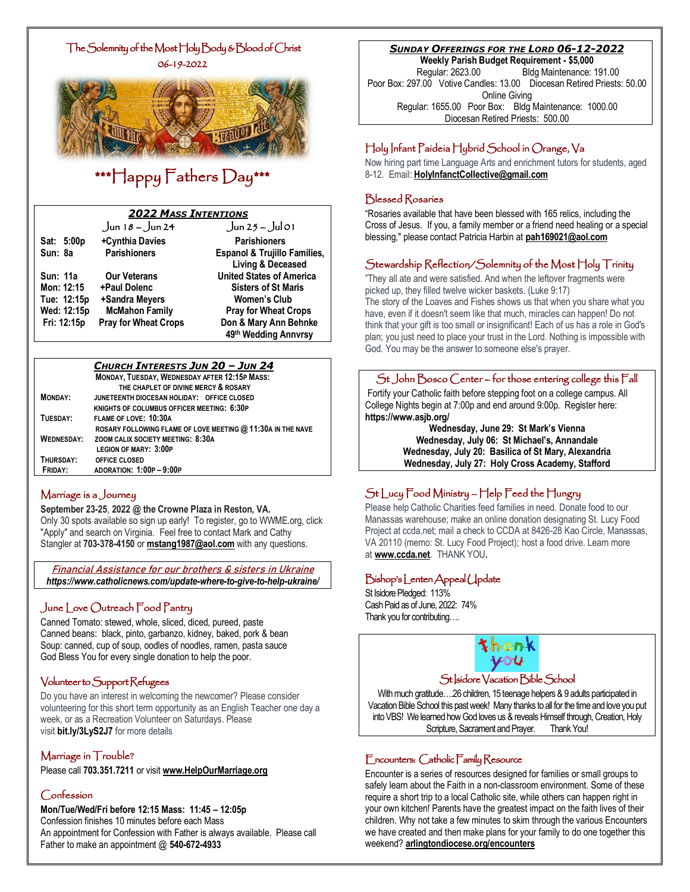# The Solemnity of the Most Holy Body & Blood of Christ

06-19-2022

## \*\*\*Happy Fathers Day\*\*\*

### *2022 Mass Intentions*

| | Jun 18 – Jun 24 | Jun 25 – Jul 01 |
|---|---|---|
| **Sat: 5:00p** | **+Cynthia Davies** | **Parishioners** |
| **Sun: 8a** | **Parishioners** | **Espanol & Trujillo Families, Living & Deceased** |
| **Sun: 11a** | **Our Veterans** | **United States of America** |
| **Mon: 12:15** | **+Paul Dolenc** | **Sisters of St Maris** |
| **Tue: 12:15p** | **+Sandra Meyers** | **Women's Club** |
| **Wed: 12:15p** | **McMahon Family** | **Pray for Wheat Crops** |
| **Fri: 12:15p** | **Pray for Wheat Crops** | **Don & Mary Ann Behnke 49th Wedding Annvrsy** |

### *Church Interests Jun 20 – Jun 24*

| | |
|---|---|
| | **Monday, Tuesday, Wednesday after 12:15p Mass: The Chaplet of Divine Mercy & Rosary** |
| **Monday:** | **Juneteenth Diocesan Holiday: Office Closed** |
| | **Knights of Columbus Officer Meeting: 6:30p** |
| **Tuesday:** | **Flame of Love: 10:30a** |
| | **Rosary following Flame of Love meeting @ 11:30a in the nave** |
| **Wednesday:** | **Zoom Calix Society Meeting: 8:30a** |
| | **Legion of Mary: 3:00p** |
| **Thursday:** | **Office Closed** |
| **Friday:** | **Adoration: 1:00p – 9:00p** |

## Marriage is a Journey

**September 23-25, 2022 @ the Crowne Plaza in Reston, VA.**
Only 30 spots available so sign up early! To register, go to WWME.org, click "Apply" and search on Virginia. Feel free to contact Mark and Cathy Stangler at **703-378-4150** or **mstang1987@aol.com** with any questions.

***Financial Assistance for our brothers & sisters in Ukraine***
***https://www.catholicnews.com/update-where-to-give-to-help-ukraine/***

## June Love Outreach Food Pantry

Canned Tomato: stewed, whole, sliced, diced, pureed, paste
Canned beans: black, pinto, garbanzo, kidney, baked, pork & bean
Soup: canned, cup of soup, oodles of noodles, ramen, pasta sauce
God Bless You for every single donation to help the poor.

## Volunteer to Support Refugees

Do you have an interest in welcoming the newcomer? Please consider volunteering for this short term opportunity as an English Teacher one day a week, or as a Recreation Volunteer on Saturdays. Please visit **bit.ly/3LyS2J7** for more details

## Marriage in Trouble?

Please call **703.351.7211** or visit **www.HelpOurMarriage.org**

## Confession

**Mon/Tue/Wed/Fri before 12:15 Mass: 11:45 – 12:05p**
Confession finishes 10 minutes before each Mass
An appointment for Confession with Father is always available. Please call Father to make an appointment @ **540-672-4933**

### *Sunday Offerings for the Lord 06-12-2022*

**Weekly Parish Budget Requirement - $5,000**
Regular: 2623.00 Bldg Maintenance: 191.00
Poor Box: 297.00 Votive Candles: 13.00 Diocesan Retired Priests: 50.00
Online Giving
Regular: 1655.00 Poor Box: Bldg Maintenance: 1000.00
Diocesan Retired Priests: 500.00

## Holy Infant Paideia Hybrid School in Orange, Va

Now hiring part time Language Arts and enrichment tutors for students, aged 8-12. Email: **HolyInfanctCollective@gmail.com**

## Blessed Rosaries

"Rosaries available that have been blessed with 165 relics, including the Cross of Jesus. If you, a family member or a friend need healing or a special blessing," please contact Patricia Harbin at **pah169021@aol.com**

## Stewardship Reflection/Solemnity of the Most Holy Trinity

"They all ate and were satisfied. And when the leftover fragments were picked up, they filled twelve wicker baskets. (Luke 9:17)
The story of the Loaves and Fishes shows us that when you share what you have, even if it doesn't seem like that much, miracles can happen! Do not think that your gift is too small or insignificant! Each of us has a role in God's plan; you just need to place your trust in the Lord. Nothing is impossible with God. You may be the answer to someone else's prayer.

## St John Bosco Center – for those entering college this Fall

Fortify your Catholic faith before stepping foot on a college campus. All College Nights begin at 7:00p and end around 9:00p. Register here: **https://www.asjb.org/**

**Wednesday, June 29: St Mark's Vienna**
**Wednesday, July 06: St Michael's, Annandale**
**Wednesday, July 20: Basilica of St Mary, Alexandria**
**Wednesday, July 27: Holy Cross Academy, Stafford**

## St Lucy Food Ministry – Help Feed the Hungry

Please help Catholic Charities feed families in need. Donate food to our Manassas warehouse; make an online donation designating St. Lucy Food Project at ccda.net; mail a check to CCDA at 8426-28 Kao Circle, Manassas, VA 20110 (memo: St. Lucy Food Project); host a food drive. Learn more at **www.ccda.net**. THANK YOU.

## Bishop's Lenten Appeal Update

St Isidore Pledged: 113%
Cash Paid as of June, 2022: 74%
Thank you for contributing….

thank you

## St Isidore Vacation Bible School

With much gratitude….26 children, 15 teenage helpers & 9 adults participated in Vacation Bible School this past week! Many thanks to all for the time and love you put into VBS! We learned how God loves us & reveals Himself through, Creation, Holy Scripture, Sacrament and Prayer. Thank You!

## Encounters: Catholic Family Resource

Encounter is a series of resources designed for families or small groups to safely learn about the Faith in a non-classroom environment. Some of these require a short trip to a local Catholic site, while others can happen right in your own kitchen! Parents have the greatest impact on the faith lives of their children. Why not take a few minutes to skim through the various Encounters we have created and then make plans for your family to do one together this weekend? **arlingtondiocese.org/encounters**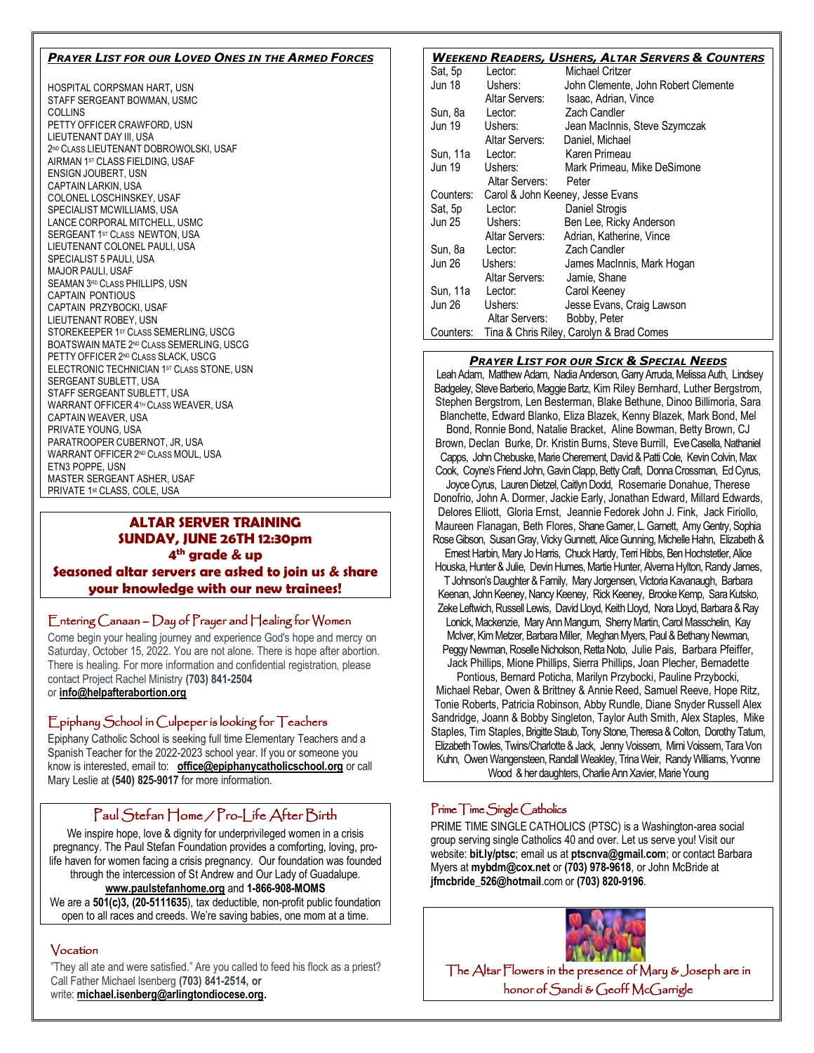### *PRAYER LIST FOR OUR LOVED ONES IN THE ARMED FORCES*

HOSPITAL CORPSMAN HART, USN
STAFF SERGEANT BOWMAN, USMC
COLLINS
PETTY OFFICER CRAWFORD, USN
LIEUTENANT DAY III, USA
2ND CLASS LIEUTENANT DOBROWOLSKI, USAF
AIRMAN 1ST CLASS FIELDING, USAF
ENSIGN JOUBERT, USN
CAPTAIN LARKIN, USA
COLONEL LOSCHINSKEY, USAF
SPECIALIST MCWILLIAMS, USA
LANCE CORPORAL MITCHELL, USMC
SERGEANT 1ST CLASS NEWTON, USA
LIEUTENANT COLONEL PAULI, USA
SPECIALIST 5 PAULI, USA
MAJOR PAULI, USAF
SEAMAN 3RD CLASS PHILLIPS, USN
CAPTAIN PONTIOUS
CAPTAIN PRZYBOCKI, USAF
LIEUTENANT ROBEY, USN
STOREKEEPER 1ST CLASS SEMERLING, USCG
BOATSWAIN MATE 2ND CLASS SEMERLING, USCG
PETTY OFFICER 2ND CLASS SLACK, USCG
ELECTRONIC TECHNICIAN 1ST CLASS STONE, USN
SERGEANT SUBLETT, USA
STAFF SERGEANT SUBLETT, USA
WARRANT OFFICER 4TH CLASS WEAVER, USA
CAPTAIN WEAVER, USA
PRIVATE YOUNG, USA
PARATROOPER CUBERNOT, JR, USA
WARRANT OFFICER 2ND CLASS MOUL, USA
ETN3 POPPE, USN
MASTER SERGEANT ASHER, USAF
PRIVATE 1st CLASS, COLE, USA

## ALTAR SERVER TRAINING
## SUNDAY, JUNE 26TH 12:30pm
### 4th grade & up

**Seasoned altar servers are asked to join us & share your knowledge with our new trainees!**

### Entering Canaan – Day of Prayer and Healing for Women

Come begin your healing journey and experience God's hope and mercy on Saturday, October 15, 2022. You are not alone. There is hope after abortion. There is healing. For more information and confidential registration, please contact Project Rachel Ministry **(703) 841-2504** or **info@helpafterabortion.org**

### Epiphany School in Culpeper is looking for Teachers

Epiphany Catholic School is seeking full time Elementary Teachers and a Spanish Teacher for the 2022-2023 school year. If you or someone you know is interested, email to: **office@epiphanycatholicschool.org** or call Mary Leslie at **(540) 825-9017** for more information.

### Paul Stefan Home / Pro-Life After Birth

We inspire hope, love & dignity for underprivileged women in a crisis pregnancy. The Paul Stefan Foundation provides a comforting, loving, pro-life haven for women facing a crisis pregnancy. Our foundation was founded through the intercession of St Andrew and Our Lady of Guadalupe. **www.paulstefanhome.org** and **1-866-908-MOMS**
We are a **501(c)3, (20-5111635**), tax deductible, non-profit public foundation open to all races and creeds. We're saving babies, one mom at a time.

### Vocation

"They all ate and were satisfied." Are you called to feed his flock as a priest? Call Father Michael Isenberg **(703) 841-2514, or** write: **michael.isenberg@arlingtondiocese.org.**

### *WEEKEND READERS, USHERS, ALTAR SERVERS & COUNTERS*

| | | |
|---|---|---|
| Sat, 5p | Lector: | Michael Critzer |
| Jun 18 | Ushers: | John Clemente, John Robert Clemente |
| | Altar Servers: | Isaac, Adrian, Vince |
| Sun, 8a | Lector: | Zach Candler |
| Jun 19 | Ushers: | Jean MacInnis, Steve Szymczak |
| | Altar Servers: | Daniel, Michael |
| Sun, 11a | Lector: | Karen Primeau |
| Jun 19 | Ushers: | Mark Primeau, Mike DeSimone |
| | Altar Servers: | Peter |
| Counters: | Carol & John Keeney, Jesse Evans | |
| Sat, 5p | Lector: | Daniel Strogis |
| Jun 25 | Ushers: | Ben Lee, Ricky Anderson |
| | Altar Servers: | Adrian, Katherine, Vince |
| Sun, 8a | Lector: | Zach Candler |
| Jun 26 | Ushers: | James MacInnis, Mark Hogan |
| | Altar Servers: | Jamie, Shane |
| Sun, 11a | Lector: | Carol Keeney |
| Jun 26 | Ushers: | Jesse Evans, Craig Lawson |
| | Altar Servers: | Bobby, Peter |
| Counters: | Tina & Chris Riley, Carolyn & Brad Comes | |

### *PRAYER LIST FOR OUR SICK & SPECIAL NEEDS*

Leah Adam, Matthew Adam, Nadia Anderson, Garry Arruda, Melissa Auth, Lindsey Badgeley, Steve Barberio, Maggie Bartz, Kim Riley Bernhard, Luther Bergstrom, Stephen Bergstrom, Len Besterman, Blake Bethune, Dinoo Billimoria, Sara Blanchette, Edward Blanko, Eliza Blazek, Kenny Blazek, Mark Bond, Mel Bond, Ronnie Bond, Natalie Bracket, Aline Bowman, Betty Brown, CJ Brown, Declan Burke, Dr. Kristin Burns, Steve Burrill, Eve Casella, Nathaniel Capps, John Chebuske, Marie Cherement, David & Patti Cole, Kevin Colvin, Max Cook, Coyne's Friend John, Gavin Clapp, Betty Craft, Donna Crossman, Ed Cyrus, Joyce Cyrus, Lauren Dietzel, Caitlyn Dodd, Rosemarie Donahue, Therese Donofrio, John A. Dormer, Jackie Early, Jonathan Edward, Millard Edwards, Delores Elliott, Gloria Ernst, Jeannie Fedorek John J. Fink, Jack Firiollo, Maureen Flanagan, Beth Flores, Shane Garner, L. Garnett, Amy Gentry, Sophia Rose Gibson, Susan Gray, Vicky Gunnett, Alice Gunning, Michelle Hahn, Elizabeth & Ernest Harbin, Mary Jo Harris, Chuck Hardy, Terri Hibbs, Ben Hochstetler, Alice Houska, Hunter & Julie, Devin Humes, Martie Hunter, Alverna Hylton, Randy James, T Johnson's Daughter & Family, Mary Jorgensen, Victoria Kavanaugh, Barbara Keenan, John Keeney, Nancy Keeney, Rick Keeney, Brooke Kemp, Sara Kutsko, Zeke Leftwich, Russell Lewis, David Lloyd, Keith Lloyd, Nora Lloyd, Barbara & Ray Lonick, Mackenzie, Mary Ann Mangum, Sherry Martin, Carol Masschelin, Kay McIver, Kim Metzer, Barbara Miller, Meghan Myers, Paul & Bethany Newman, Peggy Newman, Roselle Nicholson, Retta Noto, Julie Pais, Barbara Pfeiffer, Jack Phillips, Mione Phillips, Sierra Phillips, Joan Plecher, Bernadette Pontious, Bernard Poticha, Marilyn Przybocki, Pauline Przybocki, Michael Rebar, Owen & Brittney & Annie Reed, Samuel Reeve, Hope Ritz, Tonie Roberts, Patricia Robinson, Abby Rundle, Diane Snyder Russell Alex Sandridge, Joann & Bobby Singleton, Taylor Auth Smith, Alex Staples, Mike Staples, Tim Staples, Brigitte Staub, Tony Stone, Theresa & Colton, Dorothy Tatum, Elizabeth Towles, Twins/Charlotte & Jack, Jenny Voissem, Mimi Voissem, Tara Von Kuhn, Owen Wangensteen, Randall Weakley, Trina Weir, Randy Williams, Yvonne Wood & her daughters, Charlie Ann Xavier, Marie Young

### Prime Time Single Catholics

PRIME TIME SINGLE CATHOLICS (PTSC) is a Washington-area social group serving single Catholics 40 and over. Let us serve you! Visit our website: **bit.ly/ptsc**; email us at **ptscnva@gmail.com**; or contact Barbara Myers at **mybdm@cox.net** or **(703) 978-9618**, or John McBride at **jfmcbride_526@hotmail**.com or **(703) 820-9196**.

The Altar Flowers in the presence of Mary & Joseph are in honor of Sandi & Geoff McGarrigle